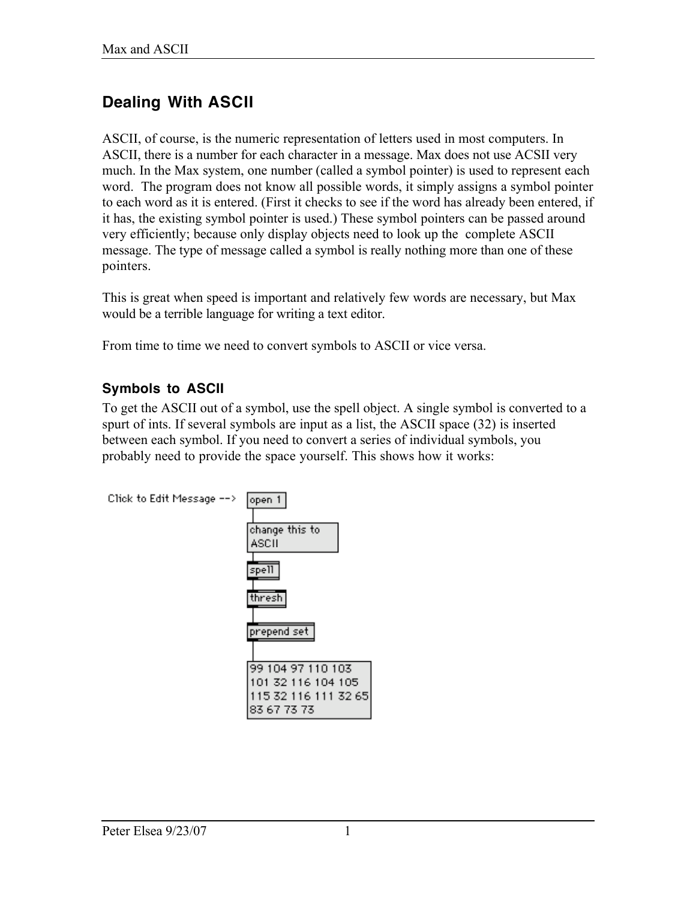# Dealing With ASCII

ASCII, of course, is the numeric representation of letters used in most computers. In ASCII, there is a number for each character in a message. Max does not use ACSII very much. In the Max system, one number (called a symbol pointer) is used to represent each word. The program does not know all possible words, it simply assigns a symbol pointer to each word as it is entered. (First it checks to see if the word has already been entered, if it has, the existing symbol pointer is used.) These symbol pointers can be passed around very efficiently; because only display objects need to look up the complete ASCII message. The type of message called a symbol is really nothing more than one of these pointers.

This is great when speed is important and relatively few words are necessary, but Max would be a terrible language for writing a text editor.

From time to time we need to convert symbols to ASCII or vice versa.

## Symbols to ASCII

To get the ASCII out of a symbol, use the spell object. A single symbol is converted to a spurt of ints. If several symbols are input as a list, the ASCII space (32) is inserted between each symbol. If you need to convert a series of individual symbols, you probably need to provide the space yourself. This shows how it works:

```
Click to Edit Message -->  [open 1]
                           [change this to ASCII]
                           [spell]
                           [thresh]
                           [prepend set]
                           [99 104 97 110 103 101 32 116 104 105 115 32 116 111 32 65 83 67 73 73]
```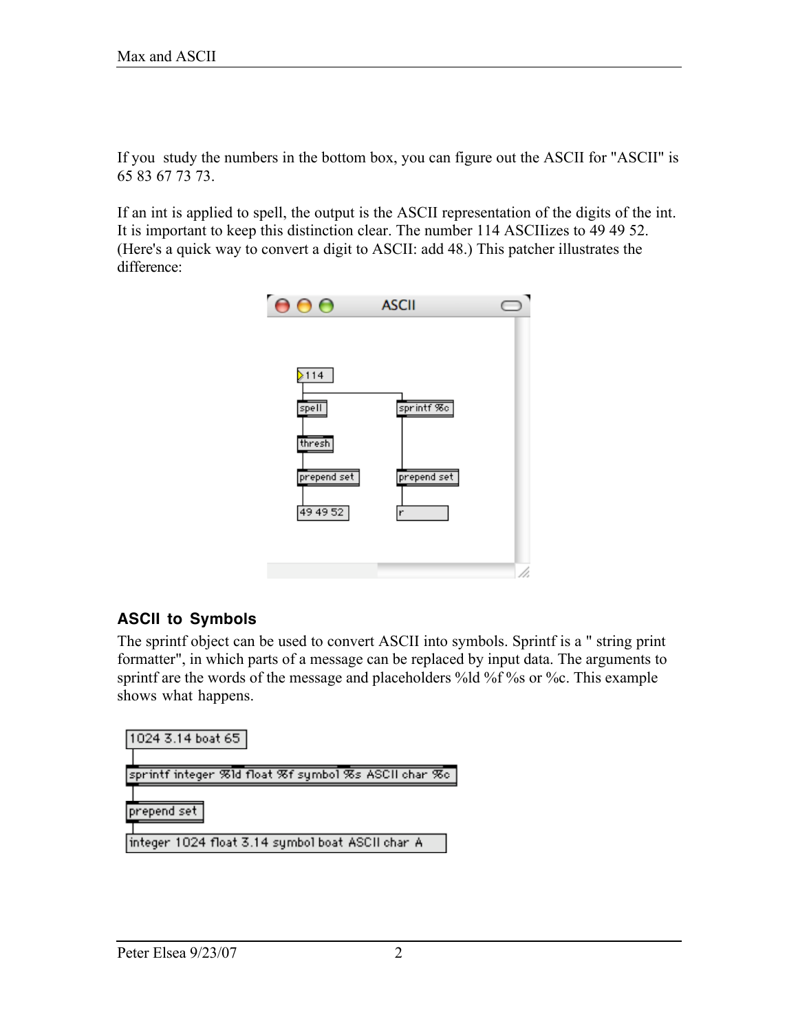If you study the numbers in the bottom box, you can figure out the ASCII for "ASCII" is 65 83 67 73 73.

If an int is applied to spell, the output is the ASCII representation of the digits of the int. It is important to keep this distinction clear. The number 114 ASCIIizes to 49 49 52. (Here's a quick way to convert a digit to ASCII: add 48.) This patcher illustrates the difference:

## ASCII to Symbols

The sprintf object can be used to convert ASCII into symbols. Sprintf is a " string print formatter", in which parts of a message can be replaced by input data. The arguments to sprintf are the words of the message and placeholders %ld %f %s or %c. This example shows what happens.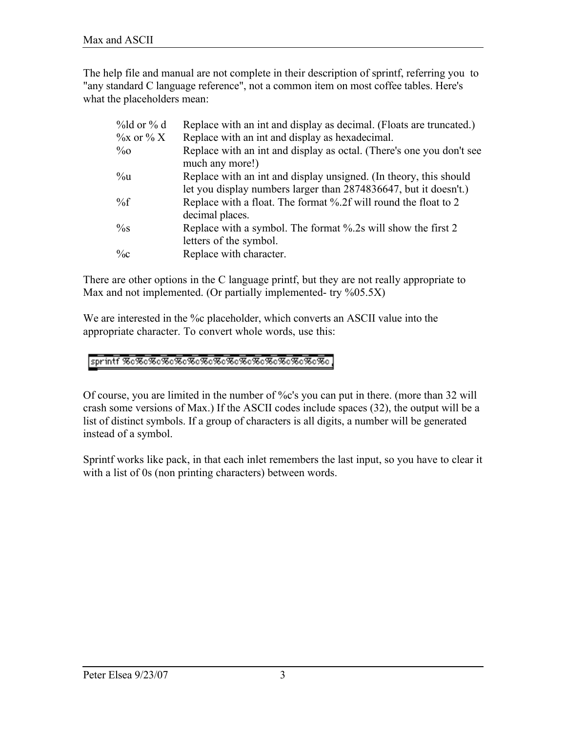The help file and manual are not complete in their description of sprintf, referring you to "any standard C language reference", not a common item on most coffee tables. Here's what the placeholders mean:

| | |
|---|---|
| %ld or % d | Replace with an int and display as decimal. (Floats are truncated.) |
| %x or % X | Replace with an int and display as hexadecimal. |
| %o | Replace with an int and display as octal. (There's one you don't see much any more!) |
| %u | Replace with an int and display unsigned. (In theory, this should let you display numbers larger than 2874836647, but it doesn't.) |
| %f | Replace with a float. The format %.2f will round the float to 2 decimal places. |
| %s | Replace with a symbol. The format %.2s will show the first 2 letters of the symbol. |
| %c | Replace with character. |

There are other options in the C language printf, but they are not really appropriate to Max and not implemented. (Or partially implemented- try %05.5X)

We are interested in the %c placeholder, which converts an ASCII value into the appropriate character. To convert whole words, use this:

```
sprintf %c%c%c%c%c%c%c%c%c%c%c%c%c%c%c%c
```

Of course, you are limited in the number of %c's you can put in there. (more than 32 will crash some versions of Max.) If the ASCII codes include spaces (32), the output will be a list of distinct symbols. If a group of characters is all digits, a number will be generated instead of a symbol.

Sprintf works like pack, in that each inlet remembers the last input, so you have to clear it with a list of 0s (non printing characters) between words.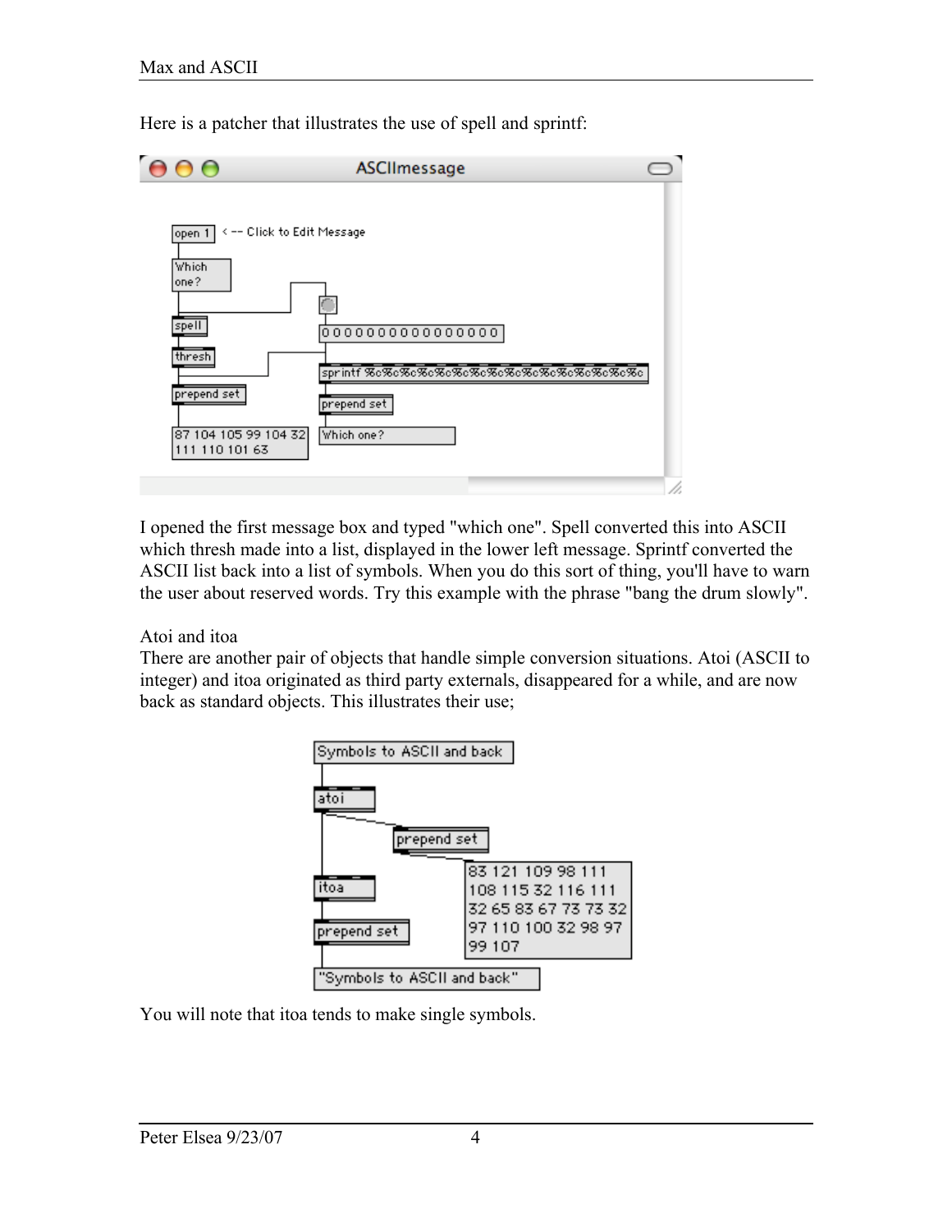Here is a patcher that illustrates the use of spell and sprintf:

I opened the first message box and typed "which one". Spell converted this into ASCII which thresh made into a list, displayed in the lower left message. Sprintf converted the ASCII list back into a list of symbols. When you do this sort of thing, you'll have to warn the user about reserved words. Try this example with the phrase "bang the drum slowly".

Atoi and itoa

There are another pair of objects that handle simple conversion situations. Atoi (ASCII to integer) and itoa originated as third party externals, disappeared for a while, and are now back as standard objects. This illustrates their use;

You will note that itoa tends to make single symbols.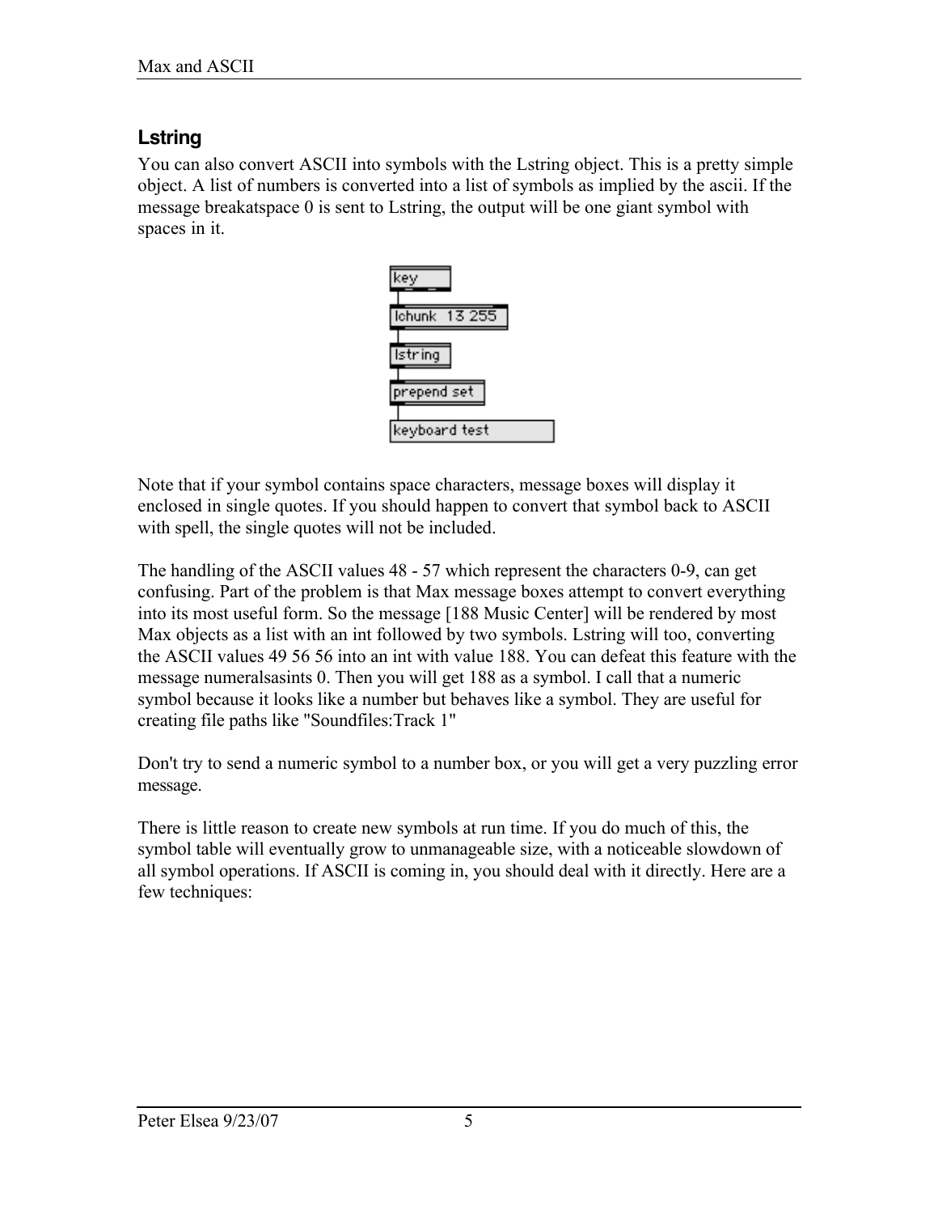## Lstring

You can also convert ASCII into symbols with the Lstring object. This is a pretty simple object. A list of numbers is converted into a list of symbols as implied by the ascii. If the message breakatspace 0 is sent to Lstring, the output will be one giant symbol with spaces in it.

Note that if your symbol contains space characters, message boxes will display it enclosed in single quotes. If you should happen to convert that symbol back to ASCII with spell, the single quotes will not be included.

The handling of the ASCII values 48 - 57 which represent the characters 0-9, can get confusing. Part of the problem is that Max message boxes attempt to convert everything into its most useful form. So the message [188 Music Center] will be rendered by most Max objects as a list with an int followed by two symbols. Lstring will too, converting the ASCII values 49 56 56 into an int with value 188. You can defeat this feature with the message numeralsasints 0. Then you will get 188 as a symbol. I call that a numeric symbol because it looks like a number but behaves like a symbol. They are useful for creating file paths like "Soundfiles:Track 1"

Don't try to send a numeric symbol to a number box, or you will get a very puzzling error message.

There is little reason to create new symbols at run time. If you do much of this, the symbol table will eventually grow to unmanageable size, with a noticeable slowdown of all symbol operations. If ASCII is coming in, you should deal with it directly. Here are a few techniques: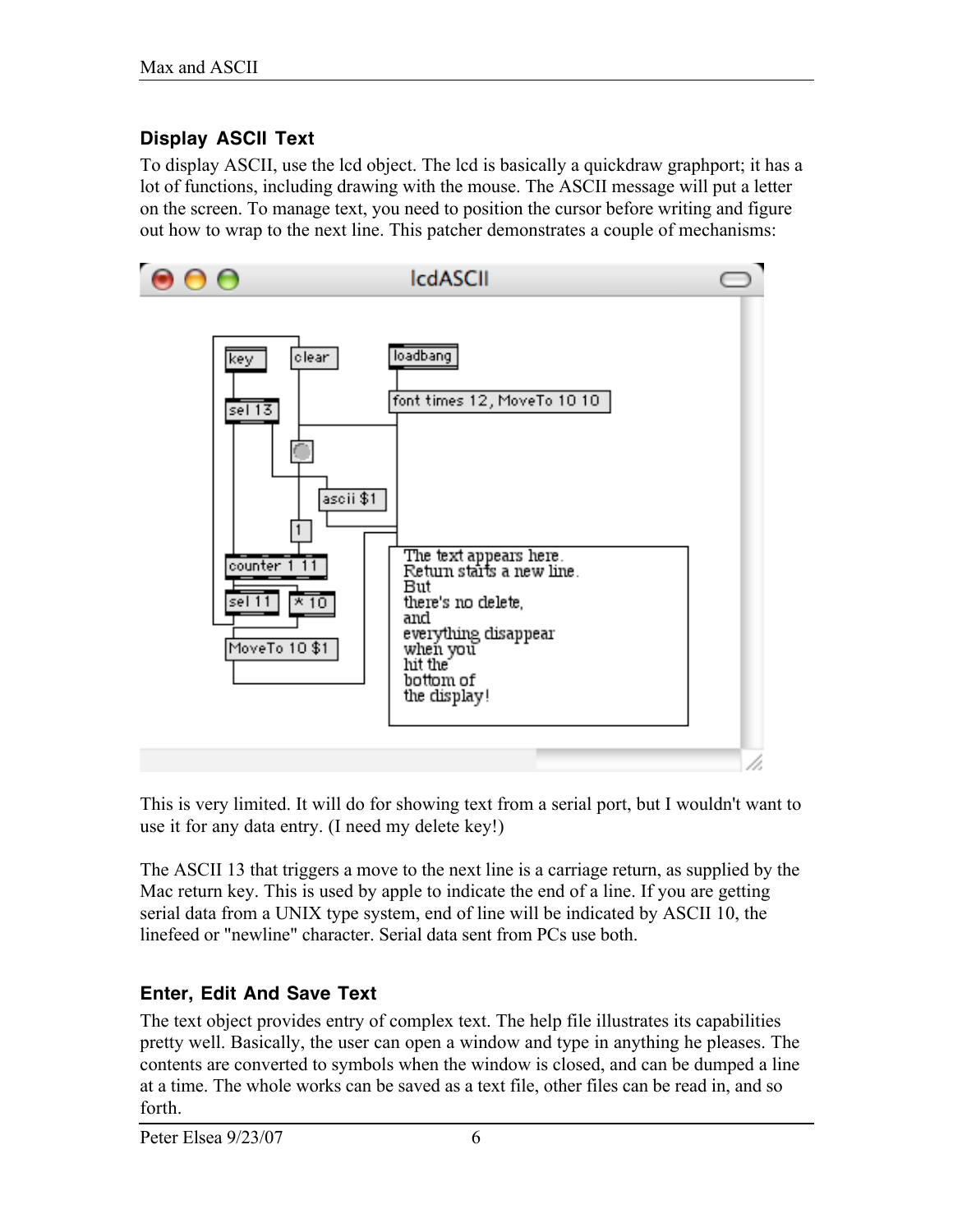### Display ASCII Text

To display ASCII, use the lcd object. The lcd is basically a quickdraw graphport; it has a lot of functions, including drawing with the mouse. The ASCII message will put a letter on the screen. To manage text, you need to position the cursor before writing and figure out how to wrap to the next line. This patcher demonstrates a couple of mechanisms:

This is very limited. It will do for showing text from a serial port, but I wouldn't want to use it for any data entry. (I need my delete key!)

The ASCII 13 that triggers a move to the next line is a carriage return, as supplied by the Mac return key. This is used by apple to indicate the end of a line. If you are getting serial data from a UNIX type system, end of line will be indicated by ASCII 10, the linefeed or "newline" character. Serial data sent from PCs use both.

### Enter, Edit And Save Text

The text object provides entry of complex text. The help file illustrates its capabilities pretty well. Basically, the user can open a window and type in anything he pleases. The contents are converted to symbols when the window is closed, and can be dumped a line at a time. The whole works can be saved as a text file, other files can be read in, and so forth.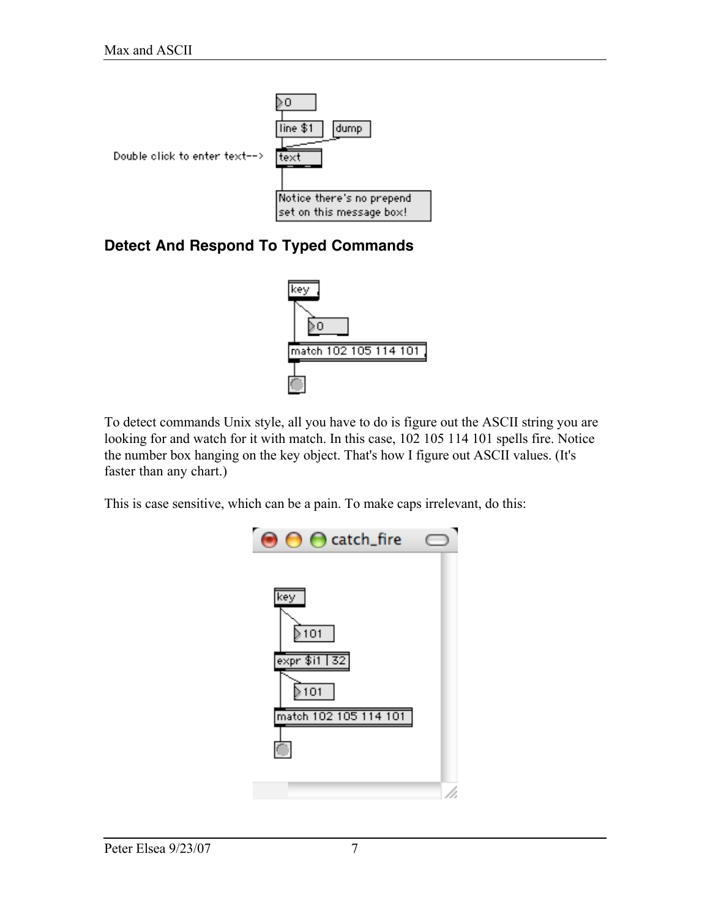## Detect And Respond To Typed Commands

To detect commands Unix style, all you have to do is figure out the ASCII string you are looking for and watch for it with match. In this case, 102 105 114 101 spells fire. Notice the number box hanging on the key object. That's how I figure out ASCII values. (It's faster than any chart.)

This is case sensitive, which can be a pain. To make caps irrelevant, do this: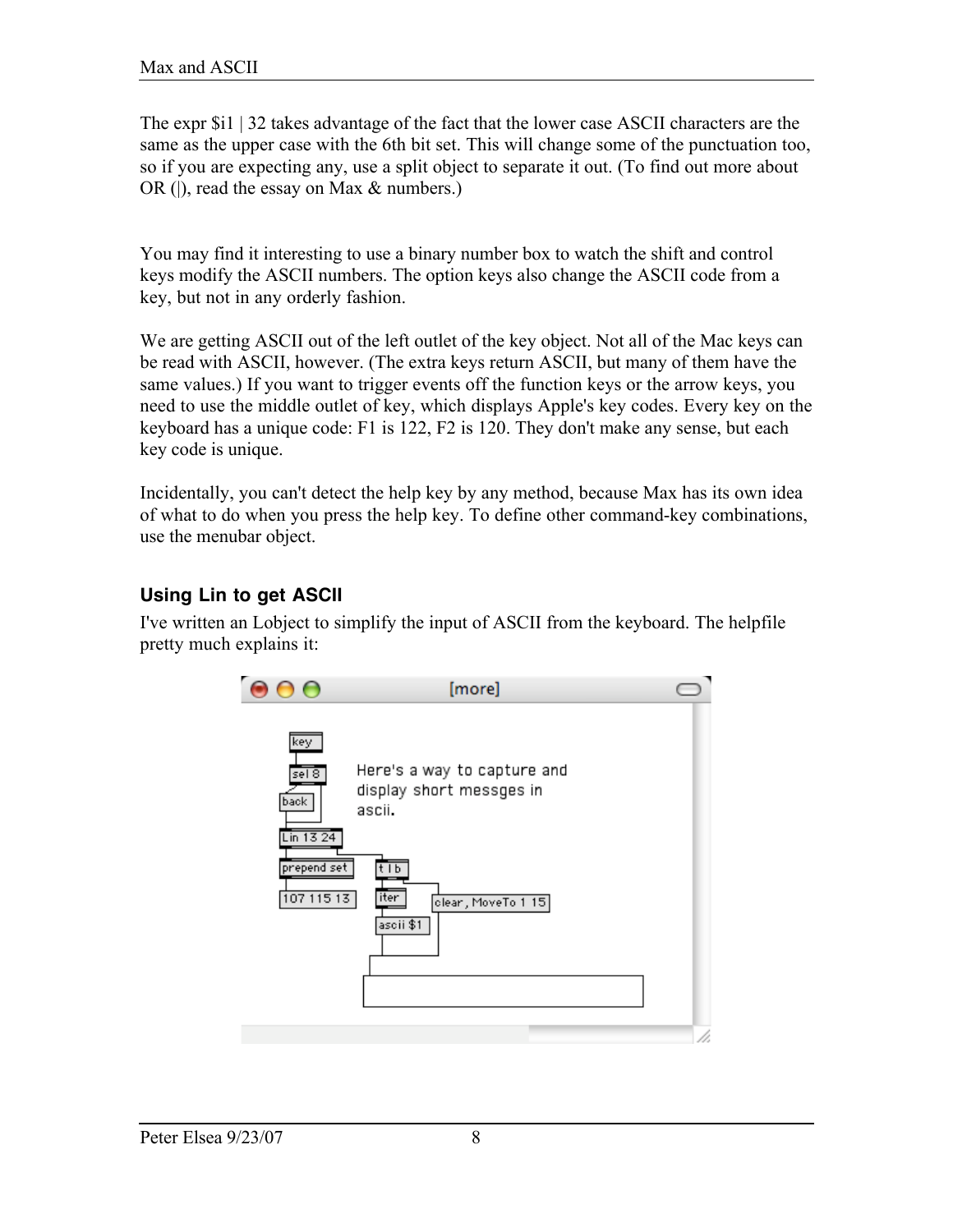The expr $i1 | 32 takes advantage of the fact that the lower case ASCII characters are the same as the upper case with the 6th bit set. This will change some of the punctuation too, so if you are expecting any, use a split object to separate it out. (To find out more about OR (|), read the essay on Max & numbers.)

You may find it interesting to use a binary number box to watch the shift and control keys modify the ASCII numbers. The option keys also change the ASCII code from a key, but not in any orderly fashion.

We are getting ASCII out of the left outlet of the key object. Not all of the Mac keys can be read with ASCII, however. (The extra keys return ASCII, but many of them have the same values.) If you want to trigger events off the function keys or the arrow keys, you need to use the middle outlet of key, which displays Apple's key codes. Every key on the keyboard has a unique code: F1 is 122, F2 is 120. They don't make any sense, but each key code is unique.

Incidentally, you can't detect the help key by any method, because Max has its own idea of what to do when you press the help key. To define other command-key combinations, use the menubar object.

### Using Lin to get ASCII

I've written an Lobject to simplify the input of ASCII from the keyboard. The helpfile pretty much explains it: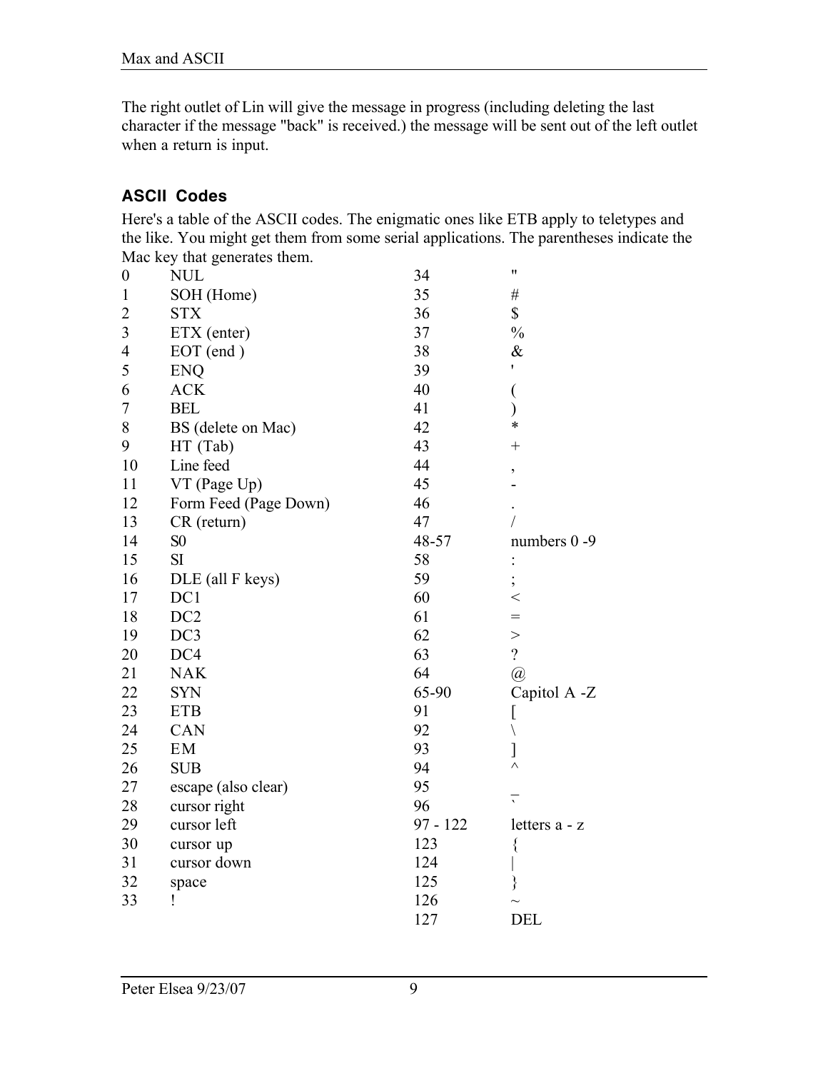The right outlet of Lin will give the message in progress (including deleting the last character if the message "back" is received.) the message will be sent out of the left outlet when a return is input.

### ASCII Codes

Here's a table of the ASCII codes. The enigmatic ones like ETB apply to teletypes and the like. You might get them from some serial applications. The parentheses indicate the Mac key that generates them.

| | | | |
|---|---|---|---|
| 0 | NUL | 34 | " |
| 1 | SOH (Home) | 35 | # |
| 2 | STX | 36 | $ |
| 3 | ETX (enter) | 37 | % |
| 4 | EOT (end ) | 38 | & |
| 5 | ENQ | 39 | ' |
| 6 | ACK | 40 | ( |
| 7 | BEL | 41 | ) |
| 8 | BS (delete on Mac) | 42 | * |
| 9 | HT (Tab) | 43 | + |
| 10 | Line feed | 44 | , |
| 11 | VT (Page Up) | 45 | - |
| 12 | Form Feed (Page Down) | 46 | . |
| 13 | CR (return) | 47 | / |
| 14 | S0 | 48-57 | numbers 0 -9 |
| 15 | SI | 58 | : |
| 16 | DLE (all F keys) | 59 | ; |
| 17 | DC1 | 60 | < |
| 18 | DC2 | 61 | = |
| 19 | DC3 | 62 | > |
| 20 | DC4 | 63 | ? |
| 21 | NAK | 64 | @ |
| 22 | SYN | 65-90 | Capitol A -Z |
| 23 | ETB | 91 | [ |
| 24 | CAN | 92 | \ |
| 25 | EM | 93 | ] |
| 26 | SUB | 94 | ^ |
| 27 | escape (also clear) | 95 | _ |
| 28 | cursor right | 96 | ` |
| 29 | cursor left | 97 - 122 | letters a - z |
| 30 | cursor up | 123 | { |
| 31 | cursor down | 124 | \| |
| 32 | space | 125 | } |
| 33 | ! | 126 | ~ |
| | | 127 | DEL |